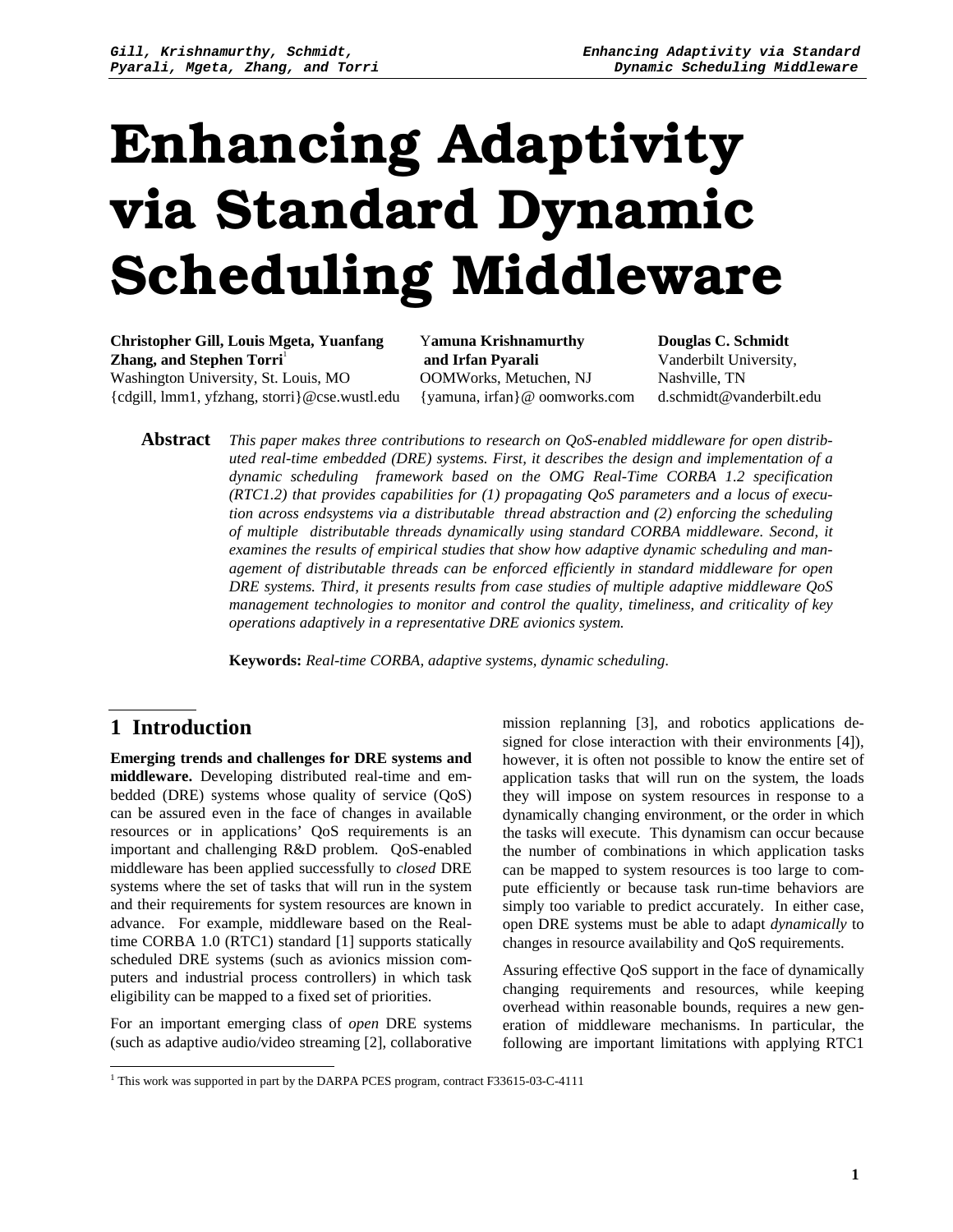# Enhancing Adaptivity via Standard Dynamic Scheduling Middleware

**Christopher Gill, Louis Mgeta, Yuanfang Zhang, and Stephen Torri**[1]
Washington University, St. Louis, MO
{cdgill, lmm1, yfzhang, storri}@cse.wustl.edu

**Yamuna Krishnamurthy and Irfan Pyarali**
OOMWorks, Metuchen, NJ
{yamuna, irfan}@ oomworks.com

**Douglas C. Schmidt**
Vanderbilt University, Nashville, TN
d.schmidt@vanderbilt.edu

**Abstract** *This paper makes three contributions to research on QoS-enabled middleware for open distributed real-time embedded (DRE) systems. First, it describes the design and implementation of a dynamic scheduling framework based on the OMG Real-Time CORBA 1.2 specification (RTC1.2) that provides capabilities for (1) propagating QoS parameters and a locus of execution across endsystems via a distributable thread abstraction and (2) enforcing the scheduling of multiple distributable threads dynamically using standard CORBA middleware. Second, it examines the results of empirical studies that show how adaptive dynamic scheduling and management of distributable threads can be enforced efficiently in standard middleware for open DRE systems. Third, it presents results from case studies of multiple adaptive middleware QoS management technologies to monitor and control the quality, timeliness, and criticality of key operations adaptively in a representative DRE avionics system.*

**Keywords:** *Real-time CORBA, adaptive systems, dynamic scheduling*.

## 1 Introduction

**Emerging trends and challenges for DRE systems and middleware.** Developing distributed real-time and embedded (DRE) systems whose quality of service (QoS) can be assured even in the face of changes in available resources or in applications' QoS requirements is an important and challenging R&D problem. QoS-enabled middleware has been applied successfully to *closed* DRE systems where the set of tasks that will run in the system and their requirements for system resources are known in advance. For example, middleware based on the Real-time CORBA 1.0 (RTC1) standard [1] supports statically scheduled DRE systems (such as avionics mission computers and industrial process controllers) in which task eligibility can be mapped to a fixed set of priorities.

For an important emerging class of *open* DRE systems (such as adaptive audio/video streaming [2], collaborative mission replanning [3], and robotics applications designed for close interaction with their environments [4]), however, it is often not possible to know the entire set of application tasks that will run on the system, the loads they will impose on system resources in response to a dynamically changing environment, or the order in which the tasks will execute. This dynamism can occur because the number of combinations in which application tasks can be mapped to system resources is too large to compute efficiently or because task run-time behaviors are simply too variable to predict accurately. In either case, open DRE systems must be able to adapt *dynamically* to changes in resource availability and QoS requirements.

Assuring effective QoS support in the face of dynamically changing requirements and resources, while keeping overhead within reasonable bounds, requires a new generation of middleware mechanisms. In particular, the following are important limitations with applying RTC1

[1] This work was supported in part by the DARPA PCES program, contract F33615-03-C-4111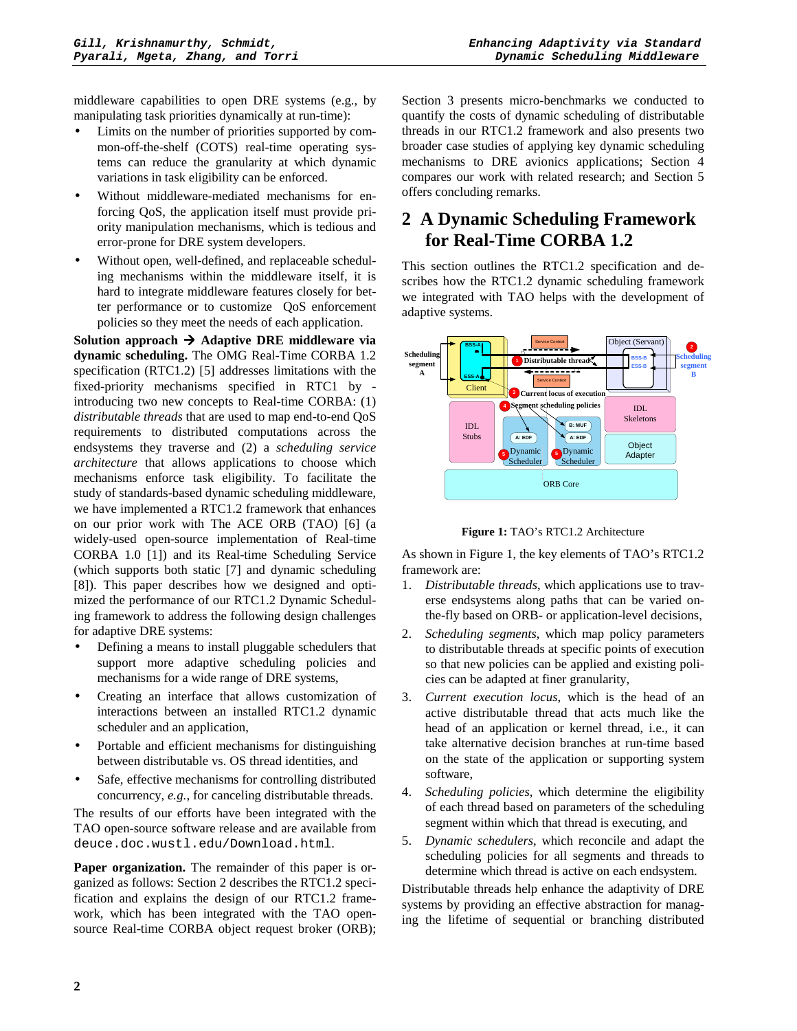middleware capabilities to open DRE systems (e.g., by manipulating task priorities dynamically at run-time):

- Limits on the number of priorities supported by common-off-the-shelf (COTS) real-time operating systems can reduce the granularity at which dynamic variations in task eligibility can be enforced.
- Without middleware-mediated mechanisms for enforcing QoS, the application itself must provide priority manipulation mechanisms, which is tedious and error-prone for DRE system developers.
- Without open, well-defined, and replaceable scheduling mechanisms within the middleware itself, it is hard to integrate middleware features closely for better performance or to customize QoS enforcement policies so they meet the needs of each application.

**Solution approach → Adaptive DRE middleware via dynamic scheduling.** The OMG Real-Time CORBA 1.2 specification (RTC1.2) [5] addresses limitations with the fixed-priority mechanisms specified in RTC1 by - introducing two new concepts to Real-time CORBA: (1) *distributable threads* that are used to map end-to-end QoS requirements to distributed computations across the endsystems they traverse and (2) a *scheduling service architecture* that allows applications to choose which mechanisms enforce task eligibility. To facilitate the study of standards-based dynamic scheduling middleware, we have implemented a RTC1.2 framework that enhances on our prior work with The ACE ORB (TAO) [6] (a widely-used open-source implementation of Real-time CORBA 1.0 [1]) and its Real-time Scheduling Service (which supports both static [7] and dynamic scheduling [8]). This paper describes how we designed and optimized the performance of our RTC1.2 Dynamic Scheduling framework to address the following design challenges for adaptive DRE systems:

- Defining a means to install pluggable schedulers that support more adaptive scheduling policies and mechanisms for a wide range of DRE systems,
- Creating an interface that allows customization of interactions between an installed RTC1.2 dynamic scheduler and an application,
- Portable and efficient mechanisms for distinguishing between distributable vs. OS thread identities, and
- Safe, effective mechanisms for controlling distributed concurrency, *e.g.*, for canceling distributable threads.

The results of our efforts have been integrated with the TAO open-source software release and are available from `deuce.doc.wustl.edu/Download.html`.

**Paper organization.** The remainder of this paper is organized as follows: Section 2 describes the RTC1.2 specification and explains the design of our RTC1.2 framework, which has been integrated with the TAO open-source Real-time CORBA object request broker (ORB); Section 3 presents micro-benchmarks we conducted to quantify the costs of dynamic scheduling of distributable threads in our RTC1.2 framework and also presents two broader case studies of applying key dynamic scheduling mechanisms to DRE avionics applications; Section 4 compares our work with related research; and Section 5 offers concluding remarks.

## 2 A Dynamic Scheduling Framework for Real-Time CORBA 1.2

This section outlines the RTC1.2 specification and describes how the RTC1.2 dynamic scheduling framework we integrated with TAO helps with the development of adaptive systems.

**Figure 1:** TAO's RTC1.2 Architecture

As shown in Figure 1, the key elements of TAO's RTC1.2 framework are:

1. *Distributable threads*, which applications use to traverse endsystems along paths that can be varied on-the-fly based on ORB- or application-level decisions,
2. *Scheduling segments*, which map policy parameters to distributable threads at specific points of execution so that new policies can be applied and existing policies can be adapted at finer granularity,
3. *Current execution locus*, which is the head of an active distributable thread that acts much like the head of an application or kernel thread, i.e., it can take alternative decision branches at run-time based on the state of the application or supporting system software,
4. *Scheduling policies*, which determine the eligibility of each thread based on parameters of the scheduling segment within which that thread is executing, and
5. *Dynamic schedulers*, which reconcile and adapt the scheduling policies for all segments and threads to determine which thread is active on each endsystem.

Distributable threads help enhance the adaptivity of DRE systems by providing an effective abstraction for managing the lifetime of sequential or branching distributed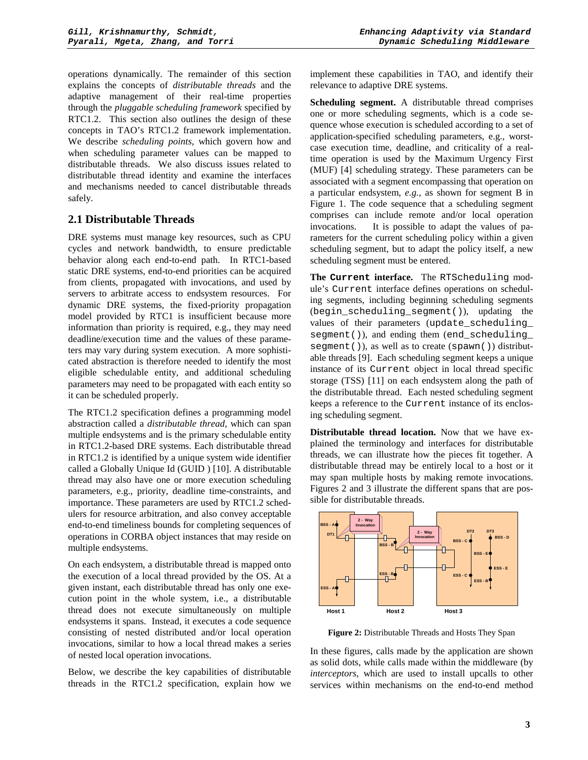operations dynamically. The remainder of this section explains the concepts of *distributable threads* and the adaptive management of their real-time properties through the *pluggable scheduling framework* specified by RTC1.2. This section also outlines the design of these concepts in TAO's RTC1.2 framework implementation. We describe *scheduling points*, which govern how and when scheduling parameter values can be mapped to distributable threads. We also discuss issues related to distributable thread identity and examine the interfaces and mechanisms needed to cancel distributable threads safely.

## 2.1 Distributable Threads

DRE systems must manage key resources, such as CPU cycles and network bandwidth, to ensure predictable behavior along each end-to-end path. In RTC1-based static DRE systems, end-to-end priorities can be acquired from clients, propagated with invocations, and used by servers to arbitrate access to endsystem resources. For dynamic DRE systems, the fixed-priority propagation model provided by RTC1 is insufficient because more information than priority is required, e.g., they may need deadline/execution time and the values of these parameters may vary during system execution. A more sophisticated abstraction is therefore needed to identify the most eligible schedulable entity, and additional scheduling parameters may need to be propagated with each entity so it can be scheduled properly.

The RTC1.2 specification defines a programming model abstraction called a *distributable thread*, which can span multiple endsystems and is the primary schedulable entity in RTC1.2-based DRE systems. Each distributable thread in RTC1.2 is identified by a unique system wide identifier called a Globally Unique Id (GUID ) [10]. A distributable thread may also have one or more execution scheduling parameters, e.g., priority, deadline time-constraints, and importance. These parameters are used by RTC1.2 schedulers for resource arbitration, and also convey acceptable end-to-end timeliness bounds for completing sequences of operations in CORBA object instances that may reside on multiple endsystems.

On each endsystem, a distributable thread is mapped onto the execution of a local thread provided by the OS. At a given instant, each distributable thread has only one execution point in the whole system, i.e., a distributable thread does not execute simultaneously on multiple endsystems it spans. Instead, it executes a code sequence consisting of nested distributed and/or local operation invocations, similar to how a local thread makes a series of nested local operation invocations.

Below, we describe the key capabilities of distributable threads in the RTC1.2 specification, explain how we implement these capabilities in TAO, and identify their relevance to adaptive DRE systems.

**Scheduling segment.** A distributable thread comprises one or more scheduling segments, which is a code sequence whose execution is scheduled according to a set of application-specified scheduling parameters, e.g., worst-case execution time, deadline, and criticality of a real-time operation is used by the Maximum Urgency First (MUF) [4] scheduling strategy. These parameters can be associated with a segment encompassing that operation on a particular endsystem, *e.g.*, as shown for segment B in Figure 1. The code sequence that a scheduling segment comprises can include remote and/or local operation invocations. It is possible to adapt the values of parameters for the current scheduling policy within a given scheduling segment, but to adapt the policy itself, a new scheduling segment must be entered.

**The `Current` interface.** The `RTScheduling` module's `Current` interface defines operations on scheduling segments, including beginning scheduling segments (`begin_scheduling_segment()`), updating the values of their parameters (`update_scheduling_segment()`), and ending them (`end_scheduling_segment()`), as well as to create (`spawn()`) distributable threads [9]. Each scheduling segment keeps a unique instance of its `Current` object in local thread specific storage (TSS) [11] on each endsystem along the path of the distributable thread. Each nested scheduling segment keeps a reference to the `Current` instance of its enclosing scheduling segment.

**Distributable thread location.** Now that we have explained the terminology and interfaces for distributable threads, we can illustrate how the pieces fit together. A distributable thread may be entirely local to a host or it may span multiple hosts by making remote invocations. Figures 2 and 3 illustrate the different spans that are possible for distributable threads.

**Figure 2:** Distributable Threads and Hosts They Span

In these figures, calls made by the application are shown as solid dots, while calls made within the middleware (by *interceptors*, which are used to install upcalls to other services within mechanisms on the end-to-end method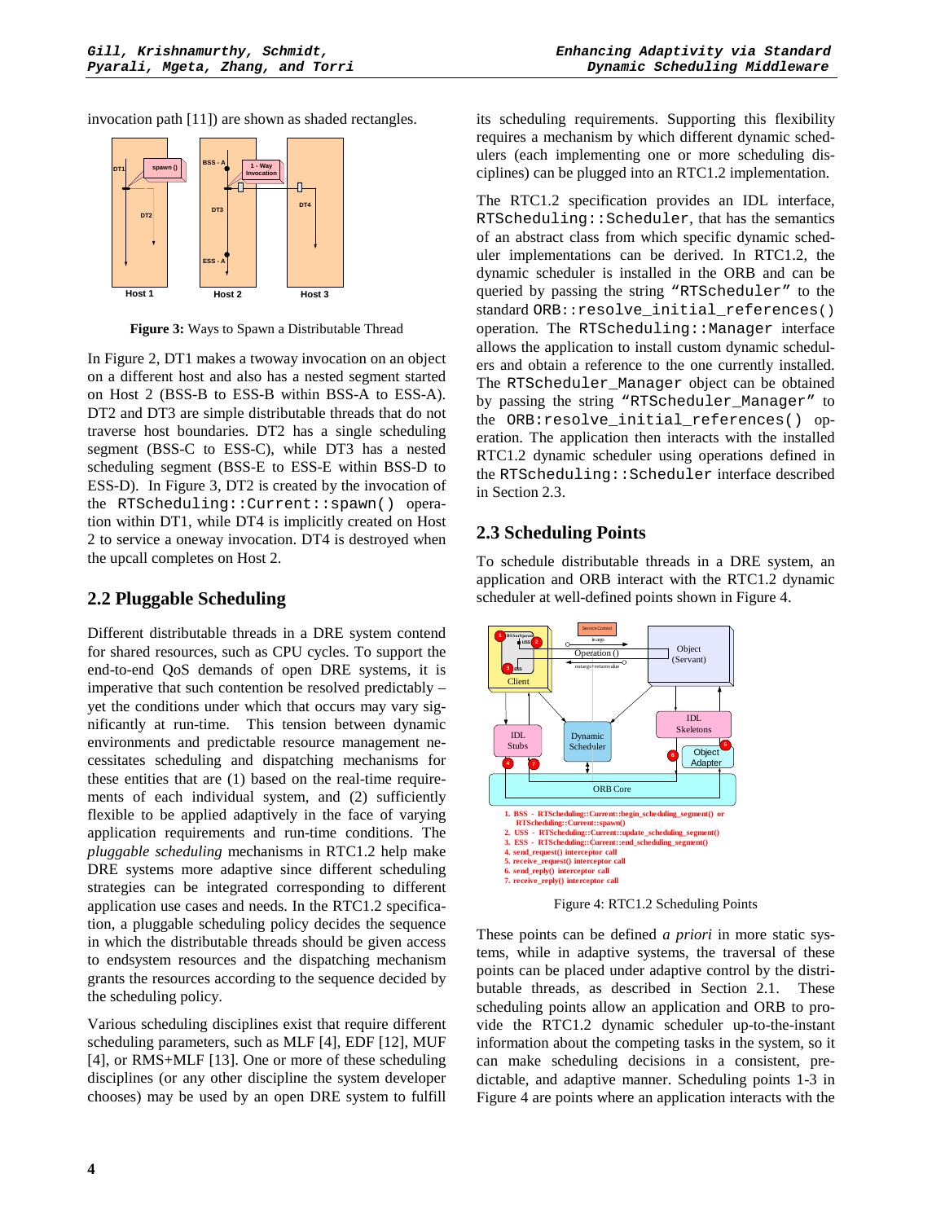invocation path [11]) are shown as shaded rectangles.

**Figure 3:** Ways to Spawn a Distributable Thread

In Figure 2, DT1 makes a twoway invocation on an object on a different host and also has a nested segment started on Host 2 (BSS-B to ESS-B within BSS-A to ESS-A). DT2 and DT3 are simple distributable threads that do not traverse host boundaries. DT2 has a single scheduling segment (BSS-C to ESS-C), while DT3 has a nested scheduling segment (BSS-E to ESS-E within BSS-D to ESS-D). In Figure 3, DT2 is created by the `RTScheduling::Current::spawn()` operation within DT1, while DT4 is implicitly created on Host 2 to service a oneway invocation. DT4 is destroyed when the upcall completes on Host 2.

## 2.2 Pluggable Scheduling

Different distributable threads in a DRE system contend for shared resources, such as CPU cycles. To support the end-to-end QoS demands of open DRE systems, it is imperative that such contention be resolved predictably – yet the conditions under which that occurs may vary significantly at run-time. This tension between dynamic environments and predictable resource management necessitates scheduling and dispatching mechanisms for these entities that are (1) based on the real-time requirements of each individual system, and (2) sufficiently flexible to be applied adaptively in the face of varying application requirements and run-time conditions. The *pluggable scheduling* mechanisms in RTC1.2 help make DRE systems more adaptive since different scheduling strategies can be integrated corresponding to different application use cases and needs. In the RTC1.2 specification, a pluggable scheduling policy decides the sequence in which the distributable threads should be given access to endsystem resources and the dispatching mechanism grants the resources according to the sequence decided by the scheduling policy.

Various scheduling disciplines exist that require different scheduling parameters, such as MLF [4], EDF [12], MUF [4], or RMS+MLF [13]. One or more of these scheduling disciplines (or any other discipline the system developer chooses) may be used by an open DRE system to fulfill its scheduling requirements. Supporting this flexibility requires a mechanism by which different dynamic schedulers (each implementing one or more scheduling disciplines) can be plugged into an RTC1.2 implementation.

The RTC1.2 specification provides an IDL interface, `RTScheduling::Scheduler`, that has the semantics of an abstract class from which specific dynamic scheduler implementations can be derived. In RTC1.2, the dynamic scheduler is installed in the ORB and can be queried by passing the string `"RTScheduler"` to the standard `ORB::resolve_initial_references()` operation. The `RTScheduling::Manager` interface allows the application to install custom dynamic schedulers and obtain a reference to the one currently installed. The `RTScheduler_Manager` object can be obtained by passing the string `"RTScheduler_Manager"` to the `ORB:resolve_initial_references()` operation. The application then interacts with the installed RTC1.2 dynamic scheduler using operations defined in the `RTScheduling::Scheduler` interface described in Section 2.3.

## 2.3 Scheduling Points

To schedule distributable threads in a DRE system, an application and ORB interact with the RTC1.2 dynamic scheduler at well-defined points shown in Figure 4.

1. BSS - RTScheduling::Current::begin_scheduling_segment() or RTScheduling::Current::spawn()
2. USS - RTScheduling::Current::update_scheduling_segment()
3. ESS - RTScheduling::Current::end_scheduling_segment()
4. send_request() interceptor call
5. receive_request() interceptor call
6. send_reply() interceptor call
7. receive_reply() interceptor call

Figure 4: RTC1.2 Scheduling Points

These points can be defined *a priori* in more static systems, while in adaptive systems, the traversal of these points can be placed under adaptive control by the distributable threads, as described in Section 2.1. These scheduling points allow an application and ORB to provide the RTC1.2 dynamic scheduler up-to-the-instant information about the competing tasks in the system, so it can make scheduling decisions in a consistent, predictable, and adaptive manner. Scheduling points 1-3 in Figure 4 are points where an application interacts with the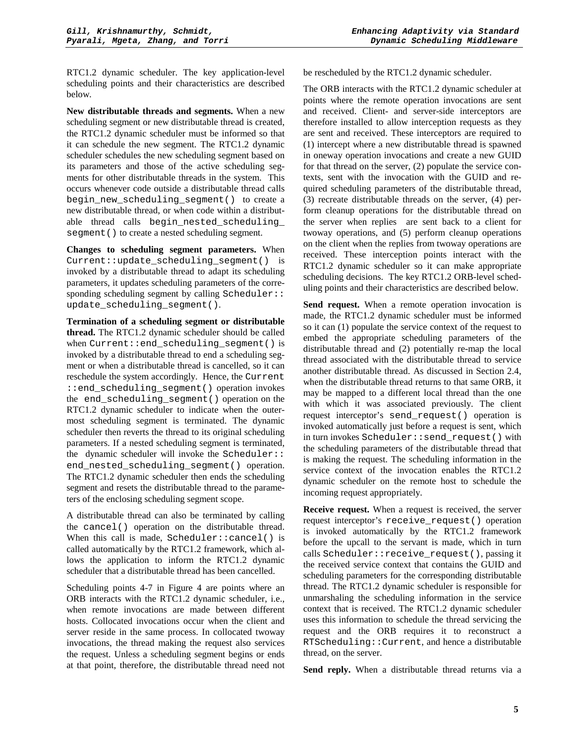RTC1.2 dynamic scheduler. The key application-level scheduling points and their characteristics are described below.

**New distributable threads and segments.** When a new scheduling segment or new distributable thread is created, the RTC1.2 dynamic scheduler must be informed so that it can schedule the new segment. The RTC1.2 dynamic scheduler schedules the new scheduling segment based on its parameters and those of the active scheduling segments for other distributable threads in the system. This occurs whenever code outside a distributable thread calls `begin_new_scheduling_segment()` to create a new distributable thread, or when code within a distributable thread calls `begin_nested_scheduling_segment()` to create a nested scheduling segment.

**Changes to scheduling segment parameters.** When `Current::update_scheduling_segment()` is invoked by a distributable thread to adapt its scheduling parameters, it updates scheduling parameters of the corresponding scheduling segment by calling `Scheduler::update_scheduling_segment()`.

**Termination of a scheduling segment or distributable thread.** The RTC1.2 dynamic scheduler should be called when `Current::end_scheduling_segment()` is invoked by a distributable thread to end a scheduling segment or when a distributable thread is cancelled, so it can reschedule the system accordingly. Hence, the `Current::end_scheduling_segment()` operation invokes the `end_scheduling_segment()` operation on the RTC1.2 dynamic scheduler to indicate when the outermost scheduling segment is terminated. The dynamic scheduler then reverts the thread to its original scheduling parameters. If a nested scheduling segment is terminated, the dynamic scheduler will invoke the `Scheduler::end_nested_scheduling_segment()` operation. The RTC1.2 dynamic scheduler then ends the scheduling segment and resets the distributable thread to the parameters of the enclosing scheduling segment scope.

A distributable thread can also be terminated by calling the `cancel()` operation on the distributable thread. When this call is made, `Scheduler::cancel()` is called automatically by the RTC1.2 framework, which allows the application to inform the RTC1.2 dynamic scheduler that a distributable thread has been cancelled.

Scheduling points 4-7 in Figure 4 are points where an ORB interacts with the RTC1.2 dynamic scheduler, i.e., when remote invocations are made between different hosts. Collocated invocations occur when the client and server reside in the same process. In collocated twoway invocations, the thread making the request also services the request. Unless a scheduling segment begins or ends at that point, therefore, the distributable thread need not be rescheduled by the RTC1.2 dynamic scheduler.

The ORB interacts with the RTC1.2 dynamic scheduler at points where the remote operation invocations are sent and received. Client- and server-side interceptors are therefore installed to allow interception requests as they are sent and received. These interceptors are required to (1) intercept where a new distributable thread is spawned in oneway operation invocations and create a new GUID for that thread on the server, (2) populate the service contexts, sent with the invocation with the GUID and required scheduling parameters of the distributable thread, (3) recreate distributable threads on the server, (4) perform cleanup operations for the distributable thread on the server when replies are sent back to a client for twoway operations, and (5) perform cleanup operations on the client when the replies from twoway operations are received. These interception points interact with the RTC1.2 dynamic scheduler so it can make appropriate scheduling decisions. The key RTC1.2 ORB-level scheduling points and their characteristics are described below.

**Send request.** When a remote operation invocation is made, the RTC1.2 dynamic scheduler must be informed so it can (1) populate the service context of the request to embed the appropriate scheduling parameters of the distributable thread and (2) potentially re-map the local thread associated with the distributable thread to service another distributable thread. As discussed in Section 2.4, when the distributable thread returns to that same ORB, it may be mapped to a different local thread than the one with which it was associated previously. The client request interceptor's `send_request()` operation is invoked automatically just before a request is sent, which in turn invokes `Scheduler::send_request()` with the scheduling parameters of the distributable thread that is making the request. The scheduling information in the service context of the invocation enables the RTC1.2 dynamic scheduler on the remote host to schedule the incoming request appropriately.

**Receive request.** When a request is received, the server request interceptor's `receive_request()` operation is invoked automatically by the RTC1.2 framework before the upcall to the servant is made, which in turn calls `Scheduler::receive_request()`, passing it the received service context that contains the GUID and scheduling parameters for the corresponding distributable thread. The RTC1.2 dynamic scheduler is responsible for unmarshaling the scheduling information in the service context that is received. The RTC1.2 dynamic scheduler uses this information to schedule the thread servicing the request and the ORB requires it to reconstruct a `RTScheduling::Current`, and hence a distributable thread, on the server.

**Send reply.** When a distributable thread returns via a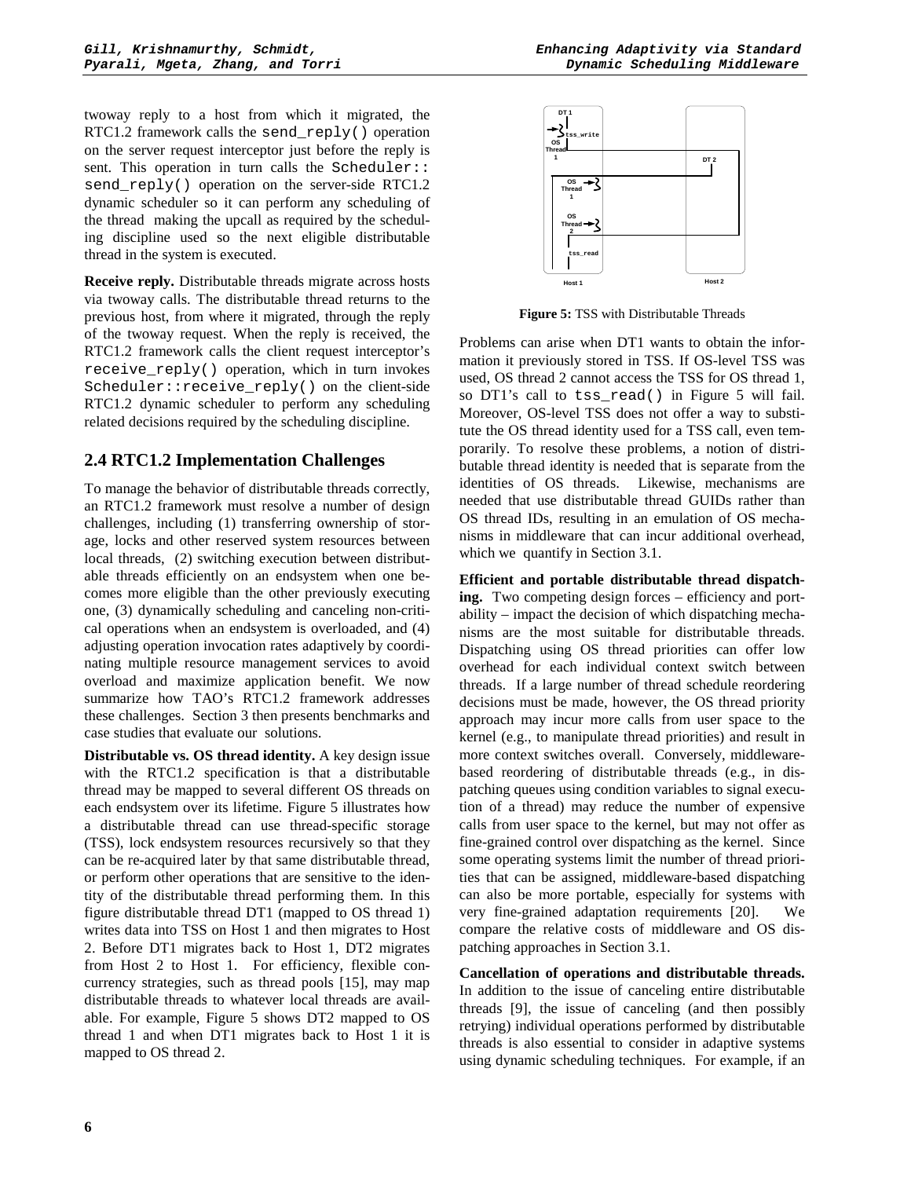twoway reply to a host from which it migrated, the RTC1.2 framework calls the `send_reply()` operation on the server request interceptor just before the reply is sent. This operation in turn calls the `Scheduler::send_reply()` operation on the server-side RTC1.2 dynamic scheduler so it can perform any scheduling of the thread making the upcall as required by the scheduling discipline used so the next eligible distributable thread in the system is executed.

**Receive reply.** Distributable threads migrate across hosts via twoway calls. The distributable thread returns to the previous host, from where it migrated, through the reply of the twoway request. When the reply is received, the RTC1.2 framework calls the client request interceptor's `receive_reply()` operation, which in turn invokes `Scheduler::receive_reply()` on the client-side RTC1.2 dynamic scheduler to perform any scheduling related decisions required by the scheduling discipline.

## 2.4 RTC1.2 Implementation Challenges

To manage the behavior of distributable threads correctly, an RTC1.2 framework must resolve a number of design challenges, including (1) transferring ownership of storage, locks and other reserved system resources between local threads, (2) switching execution between distributable threads efficiently on an endsystem when one becomes more eligible than the other previously executing one, (3) dynamically scheduling and canceling non-critical operations when an endsystem is overloaded, and (4) adjusting operation invocation rates adaptively by coordinating multiple resource management services to avoid overload and maximize application benefit. We now summarize how TAO's RTC1.2 framework addresses these challenges. Section 3 then presents benchmarks and case studies that evaluate our solutions.

**Distributable vs. OS thread identity.** A key design issue with the RTC1.2 specification is that a distributable thread may be mapped to several different OS threads on each endsystem over its lifetime. Figure 5 illustrates how a distributable thread can use thread-specific storage (TSS), lock endsystem resources recursively so that they can be re-acquired later by that same distributable thread, or perform other operations that are sensitive to the identity of the distributable thread performing them. In this figure distributable thread DT1 (mapped to OS thread 1) writes data into TSS on Host 1 and then migrates to Host 2. Before DT1 migrates back to Host 1, DT2 migrates from Host 2 to Host 1. For efficiency, flexible concurrency strategies, such as thread pools [15], may map distributable threads to whatever local threads are available. For example, Figure 5 shows DT2 mapped to OS thread 1 and when DT1 migrates back to Host 1 it is mapped to OS thread 2.

**Figure 5:** TSS with Distributable Threads

Problems can arise when DT1 wants to obtain the information it previously stored in TSS. If OS-level TSS was used, OS thread 2 cannot access the TSS for OS thread 1, so DT1's call to `tss_read()` in Figure 5 will fail. Moreover, OS-level TSS does not offer a way to substitute the OS thread identity used for a TSS call, even temporarily. To resolve these problems, a notion of distributable thread identity is needed that is separate from the identities of OS threads. Likewise, mechanisms are needed that use distributable thread GUIDs rather than OS thread IDs, resulting in an emulation of OS mechanisms in middleware that can incur additional overhead, which we quantify in Section 3.1.

**Efficient and portable distributable thread dispatching.** Two competing design forces – efficiency and portability – impact the decision of which dispatching mechanisms are the most suitable for distributable threads. Dispatching using OS thread priorities can offer low overhead for each individual context switch between threads. If a large number of thread schedule reordering decisions must be made, however, the OS thread priority approach may incur more calls from user space to the kernel (e.g., to manipulate thread priorities) and result in more context switches overall. Conversely, middleware-based reordering of distributable threads (e.g., in dispatching queues using condition variables to signal execution of a thread) may reduce the number of expensive calls from user space to the kernel, but may not offer as fine-grained control over dispatching as the kernel. Since some operating systems limit the number of thread priorities that can be assigned, middleware-based dispatching can also be more portable, especially for systems with very fine-grained adaptation requirements [20]. We compare the relative costs of middleware and OS dispatching approaches in Section 3.1.

**Cancellation of operations and distributable threads.** In addition to the issue of canceling entire distributable threads [9], the issue of canceling (and then possibly retrying) individual operations performed by distributable threads is also essential to consider in adaptive systems using dynamic scheduling techniques. For example, if an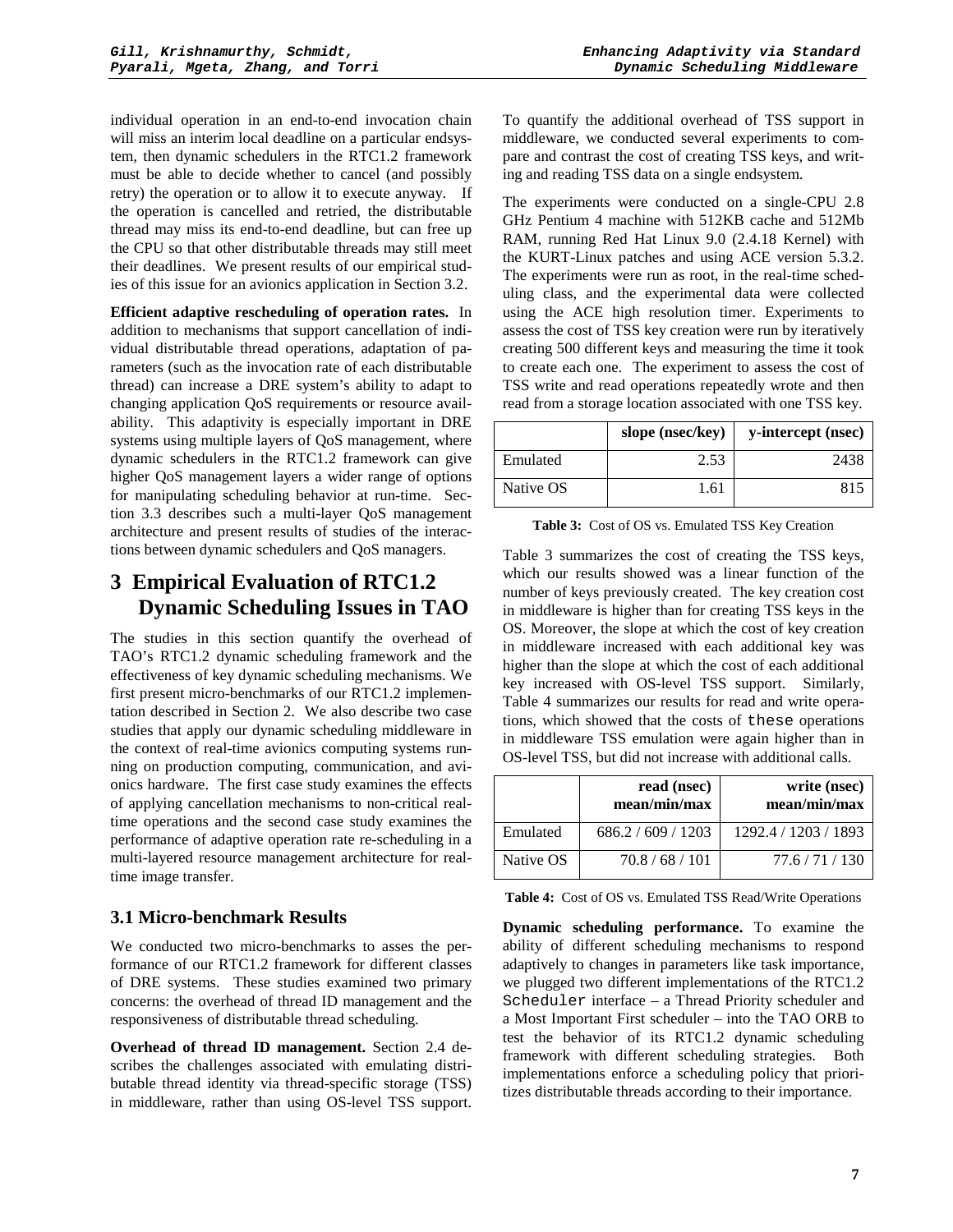individual operation in an end-to-end invocation chain will miss an interim local deadline on a particular endsystem, then dynamic schedulers in the RTC1.2 framework must be able to decide whether to cancel (and possibly retry) the operation or to allow it to execute anyway. If the operation is cancelled and retried, the distributable thread may miss its end-to-end deadline, but can free up the CPU so that other distributable threads may still meet their deadlines. We present results of our empirical studies of this issue for an avionics application in Section 3.2.

**Efficient adaptive rescheduling of operation rates.** In addition to mechanisms that support cancellation of individual distributable thread operations, adaptation of parameters (such as the invocation rate of each distributable thread) can increase a DRE system's ability to adapt to changing application QoS requirements or resource availability. This adaptivity is especially important in DRE systems using multiple layers of QoS management, where dynamic schedulers in the RTC1.2 framework can give higher QoS management layers a wider range of options for manipulating scheduling behavior at run-time. Section 3.3 describes such a multi-layer QoS management architecture and present results of studies of the interactions between dynamic schedulers and QoS managers.

# 3 Empirical Evaluation of RTC1.2 Dynamic Scheduling Issues in TAO

The studies in this section quantify the overhead of TAO's RTC1.2 dynamic scheduling framework and the effectiveness of key dynamic scheduling mechanisms. We first present micro-benchmarks of our RTC1.2 implementation described in Section 2. We also describe two case studies that apply our dynamic scheduling middleware in the context of real-time avionics computing systems running on production computing, communication, and avionics hardware. The first case study examines the effects of applying cancellation mechanisms to non-critical real-time operations and the second case study examines the performance of adaptive operation rate re-scheduling in a multi-layered resource management architecture for real-time image transfer.

## 3.1 Micro-benchmark Results

We conducted two micro-benchmarks to asses the performance of our RTC1.2 framework for different classes of DRE systems. These studies examined two primary concerns: the overhead of thread ID management and the responsiveness of distributable thread scheduling.

**Overhead of thread ID management.** Section 2.4 describes the challenges associated with emulating distributable thread identity via thread-specific storage (TSS) in middleware, rather than using OS-level TSS support. To quantify the additional overhead of TSS support in middleware, we conducted several experiments to compare and contrast the cost of creating TSS keys, and writing and reading TSS data on a single endsystem.

The experiments were conducted on a single-CPU 2.8 GHz Pentium 4 machine with 512KB cache and 512Mb RAM, running Red Hat Linux 9.0 (2.4.18 Kernel) with the KURT-Linux patches and using ACE version 5.3.2. The experiments were run as root, in the real-time scheduling class, and the experimental data were collected using the ACE high resolution timer. Experiments to assess the cost of TSS key creation were run by iteratively creating 500 different keys and measuring the time it took to create each one. The experiment to assess the cost of TSS write and read operations repeatedly wrote and then read from a storage location associated with one TSS key.

| | slope (nsec/key) | y-intercept (nsec) |
|---|---|---|
| Emulated | 2.53 | 2438 |
| Native OS | 1.61 | 815 |

**Table 3:** Cost of OS vs. Emulated TSS Key Creation

Table 3 summarizes the cost of creating the TSS keys, which our results showed was a linear function of the number of keys previously created. The key creation cost in middleware is higher than for creating TSS keys in the OS. Moreover, the slope at which the cost of key creation in middleware increased with each additional key was higher than the slope at which the cost of each additional key increased with OS-level TSS support. Similarly, Table 4 summarizes our results for read and write operations, which showed that the costs of `these` operations in middleware TSS emulation were again higher than in OS-level TSS, but did not increase with additional calls.

| | read (nsec) mean/min/max | write (nsec) mean/min/max |
|---|---|---|
| Emulated | 686.2 / 609 / 1203 | 1292.4 / 1203 / 1893 |
| Native OS | 70.8 / 68 / 101 | 77.6 / 71 / 130 |

**Table 4:** Cost of OS vs. Emulated TSS Read/Write Operations

**Dynamic scheduling performance.** To examine the ability of different scheduling mechanisms to respond adaptively to changes in parameters like task importance, we plugged two different implementations of the RTC1.2 `Scheduler` interface – a Thread Priority scheduler and a Most Important First scheduler – into the TAO ORB to test the behavior of its RTC1.2 dynamic scheduling framework with different scheduling strategies. Both implementations enforce a scheduling policy that prioritizes distributable threads according to their importance.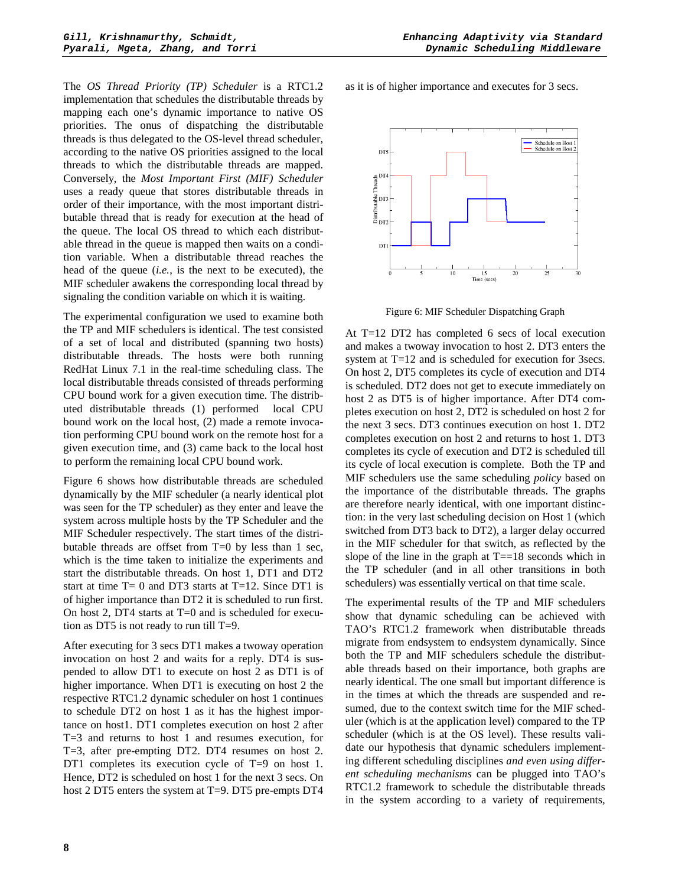The *OS Thread Priority (TP) Scheduler* is a RTC1.2 implementation that schedules the distributable threads by mapping each one's dynamic importance to native OS priorities. The onus of dispatching the distributable threads is thus delegated to the OS-level thread scheduler, according to the native OS priorities assigned to the local threads to which the distributable threads are mapped. Conversely, the *Most Important First (MIF) Scheduler* uses a ready queue that stores distributable threads in order of their importance, with the most important distributable thread that is ready for execution at the head of the queue. The local OS thread to which each distributable thread in the queue is mapped then waits on a condition variable. When a distributable thread reaches the head of the queue (*i.e.*, is the next to be executed), the MIF scheduler awakens the corresponding local thread by signaling the condition variable on which it is waiting.

The experimental configuration we used to examine both the TP and MIF schedulers is identical. The test consisted of a set of local and distributed (spanning two hosts) distributable threads. The hosts were both running RedHat Linux 7.1 in the real-time scheduling class. The local distributable threads consisted of threads performing CPU bound work for a given execution time. The distributed distributable threads (1) performed local CPU bound work on the local host, (2) made a remote invocation performing CPU bound work on the remote host for a given execution time, and (3) came back to the local host to perform the remaining local CPU bound work.

Figure 6 shows how distributable threads are scheduled dynamically by the MIF scheduler (a nearly identical plot was seen for the TP scheduler) as they enter and leave the system across multiple hosts by the TP Scheduler and the MIF Scheduler respectively. The start times of the distributable threads are offset from T=0 by less than 1 sec, which is the time taken to initialize the experiments and start the distributable threads. On host 1, DT1 and DT2 start at time T= 0 and DT3 starts at T=12. Since DT1 is of higher importance than DT2 it is scheduled to run first. On host 2, DT4 starts at T=0 and is scheduled for execution as DT5 is not ready to run till T=9.

After executing for 3 secs DT1 makes a twoway operation invocation on host 2 and waits for a reply. DT4 is suspended to allow DT1 to execute on host 2 as DT1 is of higher importance. When DT1 is executing on host 2 the respective RTC1.2 dynamic scheduler on host 1 continues to schedule DT2 on host 1 as it has the highest importance on host1. DT1 completes execution on host 2 after T=3 and returns to host 1 and resumes execution, for T=3, after pre-empting DT2. DT4 resumes on host 2. DT1 completes its execution cycle of T=9 on host 1. Hence, DT2 is scheduled on host 1 for the next 3 secs. On host 2 DT5 enters the system at T=9. DT5 pre-empts DT4 as it is of higher importance and executes for 3 secs.

Figure 6: MIF Scheduler Dispatching Graph

At T=12 DT2 has completed 6 secs of local execution and makes a twoway invocation to host 2. DT3 enters the system at T=12 and is scheduled for execution for 3secs. On host 2, DT5 completes its cycle of execution and DT4 is scheduled. DT2 does not get to execute immediately on host 2 as DT5 is of higher importance. After DT4 completes execution on host 2, DT2 is scheduled on host 2 for the next 3 secs. DT3 continues execution on host 1. DT2 completes execution on host 2 and returns to host 1. DT3 completes its cycle of execution and DT2 is scheduled till its cycle of local execution is complete. Both the TP and MIF schedulers use the same scheduling *policy* based on the importance of the distributable threads. The graphs are therefore nearly identical, with one important distinction: in the very last scheduling decision on Host 1 (which switched from DT3 back to DT2), a larger delay occurred in the MIF scheduler for that switch, as reflected by the slope of the line in the graph at T==18 seconds which in the TP scheduler (and in all other transitions in both schedulers) was essentially vertical on that time scale.

The experimental results of the TP and MIF schedulers show that dynamic scheduling can be achieved with TAO's RTC1.2 framework when distributable threads migrate from endsystem to endsystem dynamically. Since both the TP and MIF schedulers schedule the distributable threads based on their importance, both graphs are nearly identical. The one small but important difference is in the times at which the threads are suspended and resumed, due to the context switch time for the MIF scheduler (which is at the application level) compared to the TP scheduler (which is at the OS level). These results validate our hypothesis that dynamic schedulers implementing different scheduling disciplines *and even using different scheduling mechanisms* can be plugged into TAO's RTC1.2 framework to schedule the distributable threads in the system according to a variety of requirements,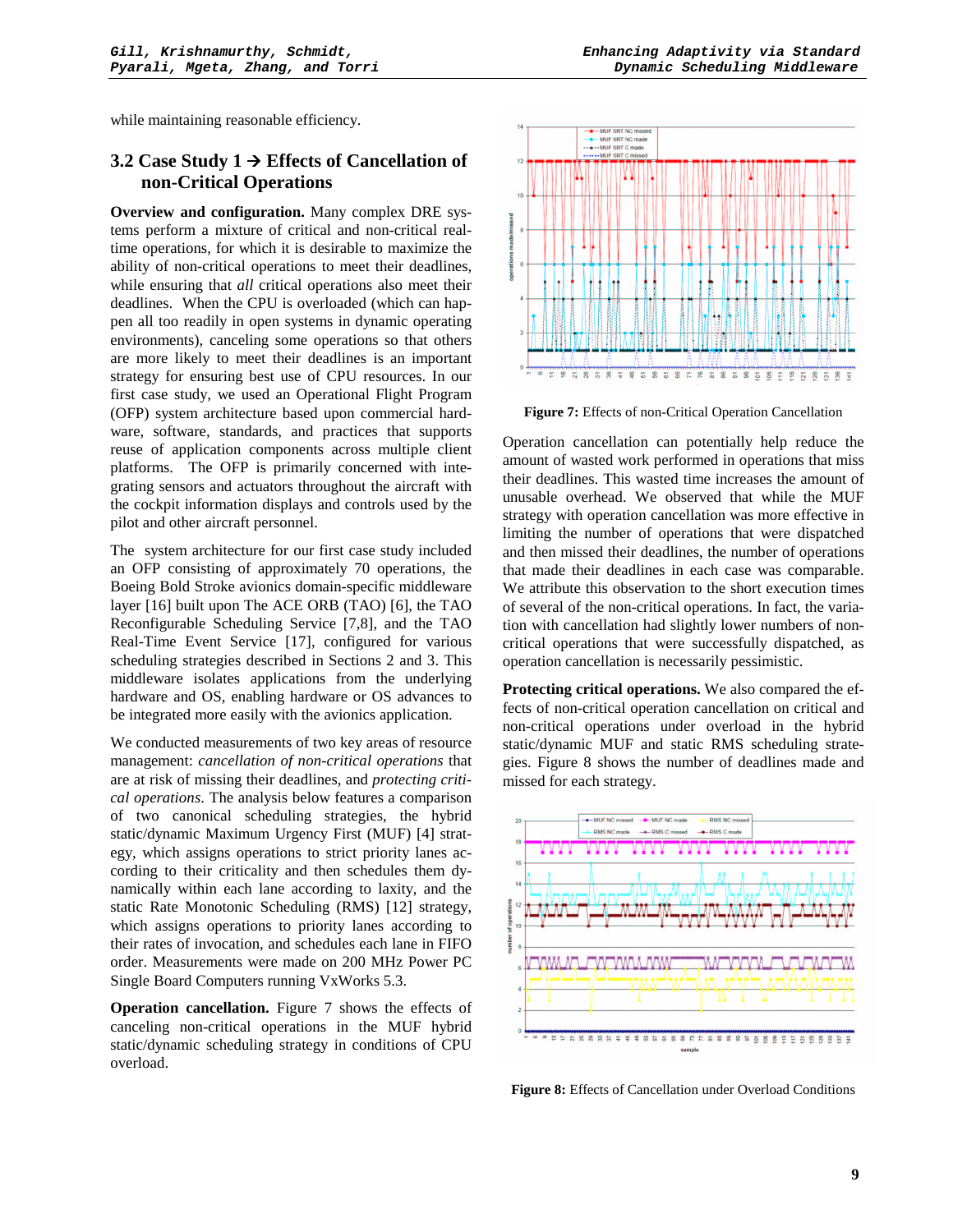while maintaining reasonable efficiency.

## 3.2 Case Study 1 → Effects of Cancellation of non-Critical Operations

**Overview and configuration.** Many complex DRE systems perform a mixture of critical and non-critical real-time operations, for which it is desirable to maximize the ability of non-critical operations to meet their deadlines, while ensuring that *all* critical operations also meet their deadlines. When the CPU is overloaded (which can happen all too readily in open systems in dynamic operating environments), canceling some operations so that others are more likely to meet their deadlines is an important strategy for ensuring best use of CPU resources. In our first case study, we used an Operational Flight Program (OFP) system architecture based upon commercial hardware, software, standards, and practices that supports reuse of application components across multiple client platforms. The OFP is primarily concerned with integrating sensors and actuators throughout the aircraft with the cockpit information displays and controls used by the pilot and other aircraft personnel.

The system architecture for our first case study included an OFP consisting of approximately 70 operations, the Boeing Bold Stroke avionics domain-specific middleware layer [16] built upon The ACE ORB (TAO) [6], the TAO Reconfigurable Scheduling Service [7,8], and the TAO Real-Time Event Service [17], configured for various scheduling strategies described in Sections 2 and 3. This middleware isolates applications from the underlying hardware and OS, enabling hardware or OS advances to be integrated more easily with the avionics application.

We conducted measurements of two key areas of resource management: *cancellation of non-critical operations* that are at risk of missing their deadlines, and *protecting critical operations*. The analysis below features a comparison of two canonical scheduling strategies, the hybrid static/dynamic Maximum Urgency First (MUF) [4] strategy, which assigns operations to strict priority lanes according to their criticality and then schedules them dynamically within each lane according to laxity, and the static Rate Monotonic Scheduling (RMS) [12] strategy, which assigns operations to priority lanes according to their rates of invocation, and schedules each lane in FIFO order. Measurements were made on 200 MHz Power PC Single Board Computers running VxWorks 5.3.

**Operation cancellation.** Figure 7 shows the effects of canceling non-critical operations in the MUF hybrid static/dynamic scheduling strategy in conditions of CPU overload.

**Figure 7:** Effects of non-Critical Operation Cancellation

Operation cancellation can potentially help reduce the amount of wasted work performed in operations that miss their deadlines. This wasted time increases the amount of unusable overhead. We observed that while the MUF strategy with operation cancellation was more effective in limiting the number of operations that were dispatched and then missed their deadlines, the number of operations that made their deadlines in each case was comparable. We attribute this observation to the short execution times of several of the non-critical operations. In fact, the variation with cancellation had slightly lower numbers of non-critical operations that were successfully dispatched, as operation cancellation is necessarily pessimistic.

**Protecting critical operations.** We also compared the effects of non-critical operation cancellation on critical and non-critical operations under overload in the hybrid static/dynamic MUF and static RMS scheduling strategies. Figure 8 shows the number of deadlines made and missed for each strategy.

**Figure 8:** Effects of Cancellation under Overload Conditions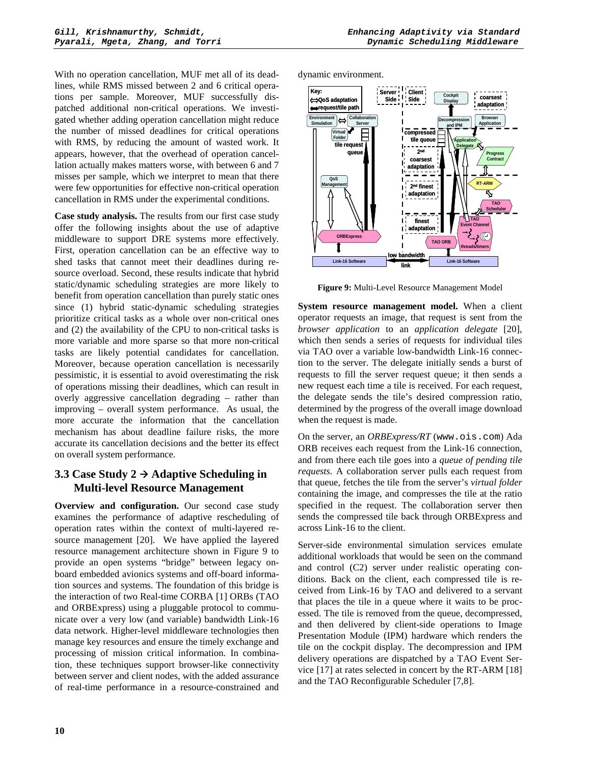With no operation cancellation, MUF met all of its deadlines, while RMS missed between 2 and 6 critical operations per sample. Moreover, MUF successfully dispatched additional non-critical operations. We investigated whether adding operation cancellation might reduce the number of missed deadlines for critical operations with RMS, by reducing the amount of wasted work. It appears, however, that the overhead of operation cancellation actually makes matters worse, with between 6 and 7 misses per sample, which we interpret to mean that there were few opportunities for effective non-critical operation cancellation in RMS under the experimental conditions.

**Case study analysis.** The results from our first case study offer the following insights about the use of adaptive middleware to support DRE systems more effectively. First, operation cancellation can be an effective way to shed tasks that cannot meet their deadlines during resource overload. Second, these results indicate that hybrid static/dynamic scheduling strategies are more likely to benefit from operation cancellation than purely static ones since (1) hybrid static-dynamic scheduling strategies prioritize critical tasks as a whole over non-critical ones and (2) the availability of the CPU to non-critical tasks is more variable and more sparse so that more non-critical tasks are likely potential candidates for cancellation. Moreover, because operation cancellation is necessarily pessimistic, it is essential to avoid overestimating the risk of operations missing their deadlines, which can result in overly aggressive cancellation degrading – rather than improving – overall system performance. As usual, the more accurate the information that the cancellation mechanism has about deadline failure risks, the more accurate its cancellation decisions and the better its effect on overall system performance.

## 3.3 Case Study 2 → Adaptive Scheduling in Multi-level Resource Management

**Overview and configuration.** Our second case study examines the performance of adaptive rescheduling of operation rates within the context of multi-layered resource management [20]. We have applied the layered resource management architecture shown in Figure 9 to provide an open systems "bridge" between legacy on-board embedded avionics systems and off-board information sources and systems. The foundation of this bridge is the interaction of two Real-time CORBA [1] ORBs (TAO and ORBExpress) using a pluggable protocol to communicate over a very low (and variable) bandwidth Link-16 data network. Higher-level middleware technologies then manage key resources and ensure the timely exchange and processing of mission critical information. In combination, these techniques support browser-like connectivity between server and client nodes, with the added assurance of real-time performance in a resource-constrained and dynamic environment.

**Figure 9:** Multi-Level Resource Management Model

**System resource management model.** When a client operator requests an image, that request is sent from the *browser application* to an *application delegate* [20], which then sends a series of requests for individual tiles via TAO over a variable low-bandwidth Link-16 connection to the server. The delegate initially sends a burst of requests to fill the server request queue; it then sends a new request each time a tile is received. For each request, the delegate sends the tile's desired compression ratio, determined by the progress of the overall image download when the request is made.

On the server, an *ORBExpress/RT* (`www.ois.com`) Ada ORB receives each request from the Link-16 connection, and from there each tile goes into a *queue of pending tile requests*. A collaboration server pulls each request from that queue, fetches the tile from the server's *virtual folder* containing the image, and compresses the tile at the ratio specified in the request. The collaboration server then sends the compressed tile back through ORBExpress and across Link-16 to the client.

Server-side environmental simulation services emulate additional workloads that would be seen on the command and control (C2) server under realistic operating conditions. Back on the client, each compressed tile is received from Link-16 by TAO and delivered to a servant that places the tile in a queue where it waits to be processed. The tile is removed from the queue, decompressed, and then delivered by client-side operations to Image Presentation Module (IPM) hardware which renders the tile on the cockpit display. The decompression and IPM delivery operations are dispatched by a TAO Event Service [17] at rates selected in concert by the RT-ARM [18] and the TAO Reconfigurable Scheduler [7,8].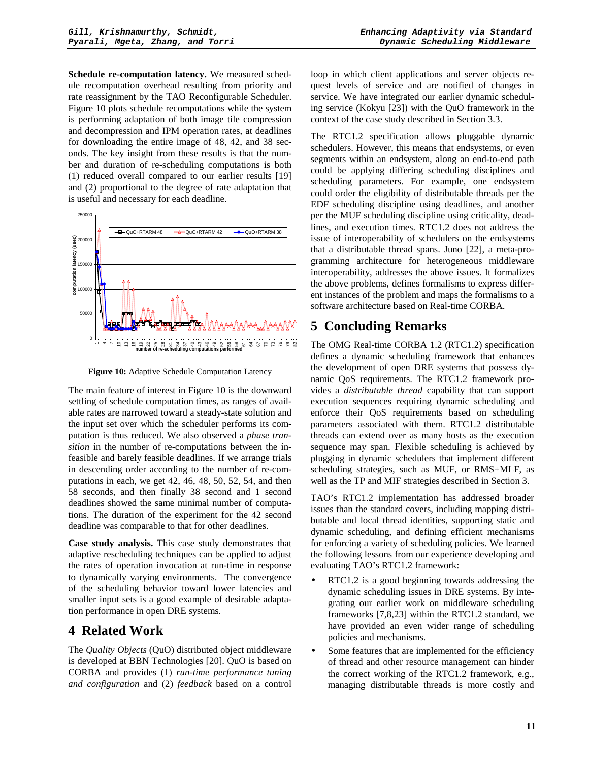**Schedule re-computation latency.** We measured schedule recomputation overhead resulting from priority and rate reassignment by the TAO Reconfigurable Scheduler. Figure 10 plots schedule recomputations while the system is performing adaptation of both image tile compression and decompression and IPM operation rates, at deadlines for downloading the entire image of 48, 42, and 38 seconds. The key insight from these results is that the number and duration of re-scheduling computations is both (1) reduced overall compared to our earlier results [19] and (2) proportional to the degree of rate adaptation that is useful and necessary for each deadline.

**Figure 10:** Adaptive Schedule Computation Latency

The main feature of interest in Figure 10 is the downward settling of schedule computation times, as ranges of available rates are narrowed toward a steady-state solution and the input set over which the scheduler performs its computation is thus reduced. We also observed a *phase transition* in the number of re-computations between the infeasible and barely feasible deadlines. If we arrange trials in descending order according to the number of re-computations in each, we get 42, 46, 48, 50, 52, 54, and then 58 seconds, and then finally 38 second and 1 second deadlines showed the same minimal number of computations. The duration of the experiment for the 42 second deadline was comparable to that for other deadlines.

**Case study analysis.** This case study demonstrates that adaptive rescheduling techniques can be applied to adjust the rates of operation invocation at run-time in response to dynamically varying environments. The convergence of the scheduling behavior toward lower latencies and smaller input sets is a good example of desirable adaptation performance in open DRE systems.

## 4 Related Work

The *Quality Objects* (QuO) distributed object middleware is developed at BBN Technologies [20]. QuO is based on CORBA and provides (1) *run-time performance tuning and configuration* and (2) *feedback* based on a control loop in which client applications and server objects request levels of service and are notified of changes in service. We have integrated our earlier dynamic scheduling service (Kokyu [23]) with the QuO framework in the context of the case study described in Section 3.3.

The RTC1.2 specification allows pluggable dynamic schedulers. However, this means that endsystems, or even segments within an endsystem, along an end-to-end path could be applying differing scheduling disciplines and scheduling parameters. For example, one endsystem could order the eligibility of distributable threads per the EDF scheduling discipline using deadlines, and another per the MUF scheduling discipline using criticality, deadlines, and execution times. RTC1.2 does not address the issue of interoperability of schedulers on the endsystems that a distributable thread spans. Juno [22], a meta-programming architecture for heterogeneous middleware interoperability, addresses the above issues. It formalizes the above problems, defines formalisms to express different instances of the problem and maps the formalisms to a software architecture based on Real-time CORBA.

## 5 Concluding Remarks

The OMG Real-time CORBA 1.2 (RTC1.2) specification defines a dynamic scheduling framework that enhances the development of open DRE systems that possess dynamic QoS requirements. The RTC1.2 framework provides a *distributable thread* capability that can support execution sequences requiring dynamic scheduling and enforce their QoS requirements based on scheduling parameters associated with them. RTC1.2 distributable threads can extend over as many hosts as the execution sequence may span. Flexible scheduling is achieved by plugging in dynamic schedulers that implement different scheduling strategies, such as MUF, or RMS+MLF, as well as the TP and MIF strategies described in Section 3.

TAO's RTC1.2 implementation has addressed broader issues than the standard covers, including mapping distributable and local thread identities, supporting static and dynamic scheduling, and defining efficient mechanisms for enforcing a variety of scheduling policies. We learned the following lessons from our experience developing and evaluating TAO's RTC1.2 framework:

- RTC1.2 is a good beginning towards addressing the dynamic scheduling issues in DRE systems. By integrating our earlier work on middleware scheduling frameworks [7,8,23] within the RTC1.2 standard, we have provided an even wider range of scheduling policies and mechanisms.
- Some features that are implemented for the efficiency of thread and other resource management can hinder the correct working of the RTC1.2 framework, e.g., managing distributable threads is more costly and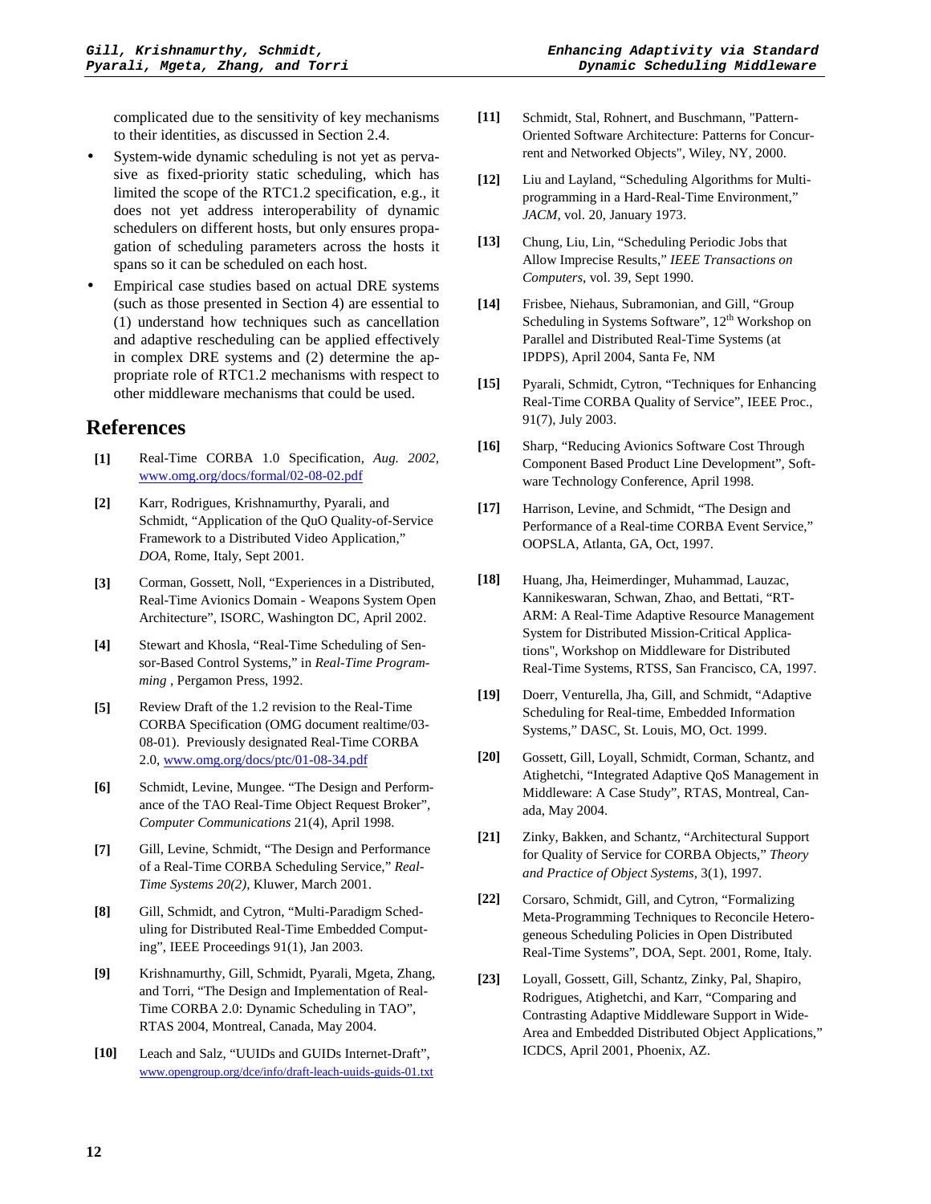complicated due to the sensitivity of key mechanisms to their identities, as discussed in Section 2.4.

- System-wide dynamic scheduling is not yet as pervasive as fixed-priority static scheduling, which has limited the scope of the RTC1.2 specification, e.g., it does not yet address interoperability of dynamic schedulers on different hosts, but only ensures propagation of scheduling parameters across the hosts it spans so it can be scheduled on each host.
- Empirical case studies based on actual DRE systems (such as those presented in Section 4) are essential to (1) understand how techniques such as cancellation and adaptive rescheduling can be applied effectively in complex DRE systems and (2) determine the appropriate role of RTC1.2 mechanisms with respect to other middleware mechanisms that could be used.

# References

**[1]** Real-Time CORBA 1.0 Specification, *Aug. 2002*, www.omg.org/docs/formal/02-08-02.pdf

**[2]** Karr, Rodrigues, Krishnamurthy, Pyarali, and Schmidt, "Application of the QuO Quality-of-Service Framework to a Distributed Video Application," *DOA*, Rome, Italy, Sept 2001.

**[3]** Corman, Gossett, Noll, "Experiences in a Distributed, Real-Time Avionics Domain - Weapons System Open Architecture", ISORC, Washington DC, April 2002.

**[4]** Stewart and Khosla, "Real-Time Scheduling of Sensor-Based Control Systems," in *Real-Time Programming* , Pergamon Press, 1992.

**[5]** Review Draft of the 1.2 revision to the Real-Time CORBA Specification (OMG document realtime/03-08-01). Previously designated Real-Time CORBA 2.0, www.omg.org/docs/ptc/01-08-34.pdf

**[6]** Schmidt, Levine, Mungee. "The Design and Performance of the TAO Real-Time Object Request Broker", *Computer Communications* 21(4), April 1998.

**[7]** Gill, Levine, Schmidt, "The Design and Performance of a Real-Time CORBA Scheduling Service," *Real-Time Systems 20(2)*, Kluwer, March 2001.

**[8]** Gill, Schmidt, and Cytron, "Multi-Paradigm Scheduling for Distributed Real-Time Embedded Computing", IEEE Proceedings 91(1), Jan 2003.

**[9]** Krishnamurthy, Gill, Schmidt, Pyarali, Mgeta, Zhang, and Torri, "The Design and Implementation of Real-Time CORBA 2.0: Dynamic Scheduling in TAO", RTAS 2004, Montreal, Canada, May 2004.

**[10]** Leach and Salz, "UUIDs and GUIDs Internet-Draft", www.opengroup.org/dce/info/draft-leach-uuids-guids-01.txt

**[11]** Schmidt, Stal, Rohnert, and Buschmann, "Pattern-Oriented Software Architecture: Patterns for Concurrent and Networked Objects", Wiley, NY, 2000.

**[12]** Liu and Layland, "Scheduling Algorithms for Multiprogramming in a Hard-Real-Time Environment," *JACM*, vol. 20, January 1973.

**[13]** Chung, Liu, Lin, "Scheduling Periodic Jobs that Allow Imprecise Results," *IEEE Transactions on Computers*, vol. 39, Sept 1990.

**[14]** Frisbee, Niehaus, Subramonian, and Gill, "Group Scheduling in Systems Software", 12th Workshop on Parallel and Distributed Real-Time Systems (at IPDPS), April 2004, Santa Fe, NM

**[15]** Pyarali, Schmidt, Cytron, "Techniques for Enhancing Real-Time CORBA Quality of Service", IEEE Proc., 91(7), July 2003.

**[16]** Sharp, "Reducing Avionics Software Cost Through Component Based Product Line Development", Software Technology Conference, April 1998.

**[17]** Harrison, Levine, and Schmidt, "The Design and Performance of a Real-time CORBA Event Service," OOPSLA, Atlanta, GA, Oct, 1997.

**[18]** Huang, Jha, Heimerdinger, Muhammad, Lauzac, Kannikeswaran, Schwan, Zhao, and Bettati, "RT-ARM: A Real-Time Adaptive Resource Management System for Distributed Mission-Critical Applications", Workshop on Middleware for Distributed Real-Time Systems, RTSS, San Francisco, CA, 1997.

**[19]** Doerr, Venturella, Jha, Gill, and Schmidt, "Adaptive Scheduling for Real-time, Embedded Information Systems," DASC, St. Louis, MO, Oct. 1999.

**[20]** Gossett, Gill, Loyall, Schmidt, Corman, Schantz, and Atighetchi, "Integrated Adaptive QoS Management in Middleware: A Case Study", RTAS, Montreal, Canada, May 2004.

**[21]** Zinky, Bakken, and Schantz, "Architectural Support for Quality of Service for CORBA Objects," *Theory and Practice of Object Systems*, 3(1), 1997.

**[22]** Corsaro, Schmidt, Gill, and Cytron, "Formalizing Meta-Programming Techniques to Reconcile Heterogeneous Scheduling Policies in Open Distributed Real-Time Systems", DOA, Sept. 2001, Rome, Italy.

**[23]** Loyall, Gossett, Gill, Schantz, Zinky, Pal, Shapiro, Rodrigues, Atighetchi, and Karr, "Comparing and Contrasting Adaptive Middleware Support in Wide-Area and Embedded Distributed Object Applications," ICDCS, April 2001, Phoenix, AZ.